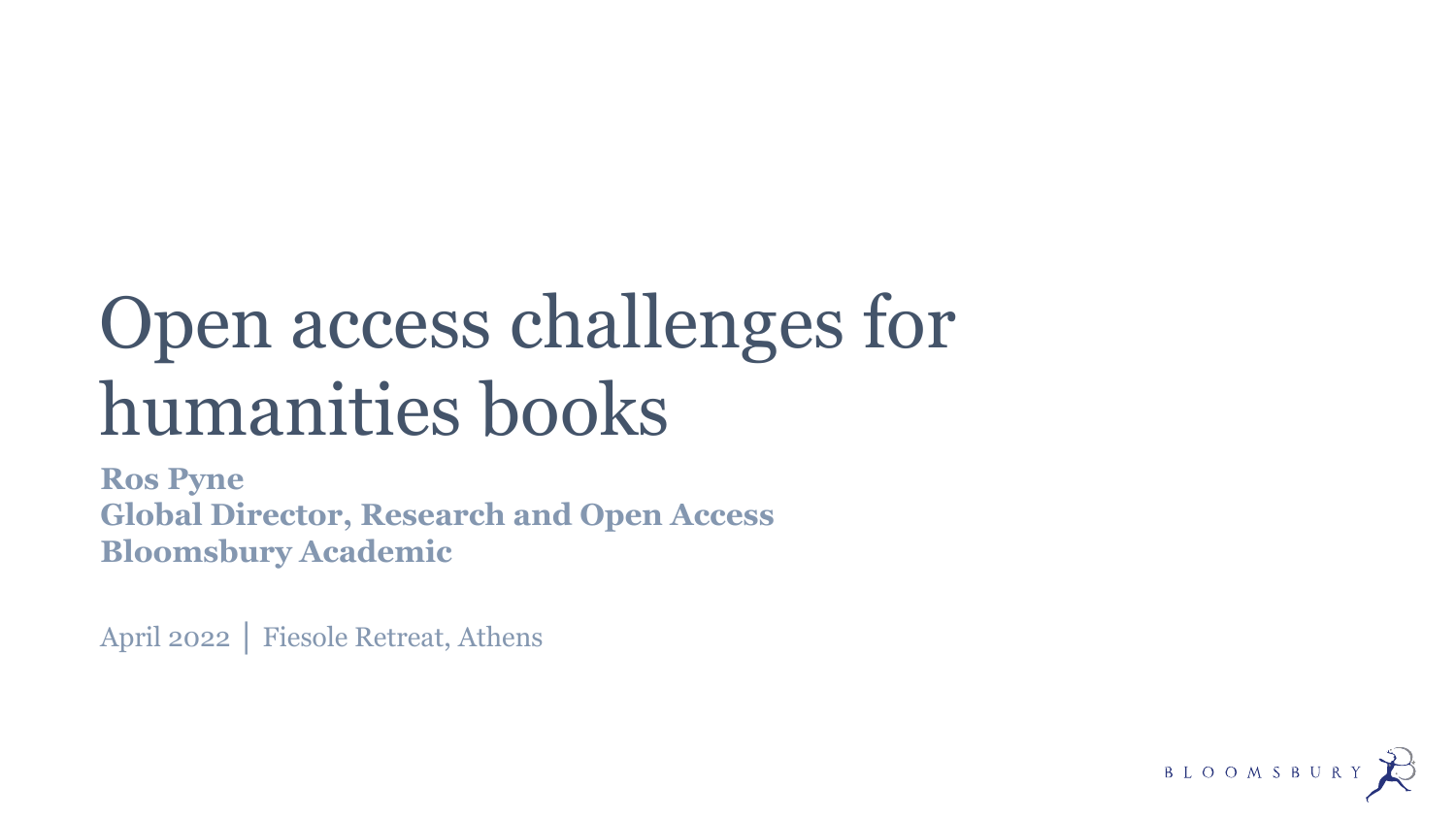# Open access challenges for humanities books

**Ros Pyne**
**Global Director, Research and Open Access**
**Bloomsbury Academic**

April 2022 | Fiesole Retreat, Athens

BLOOMSBURY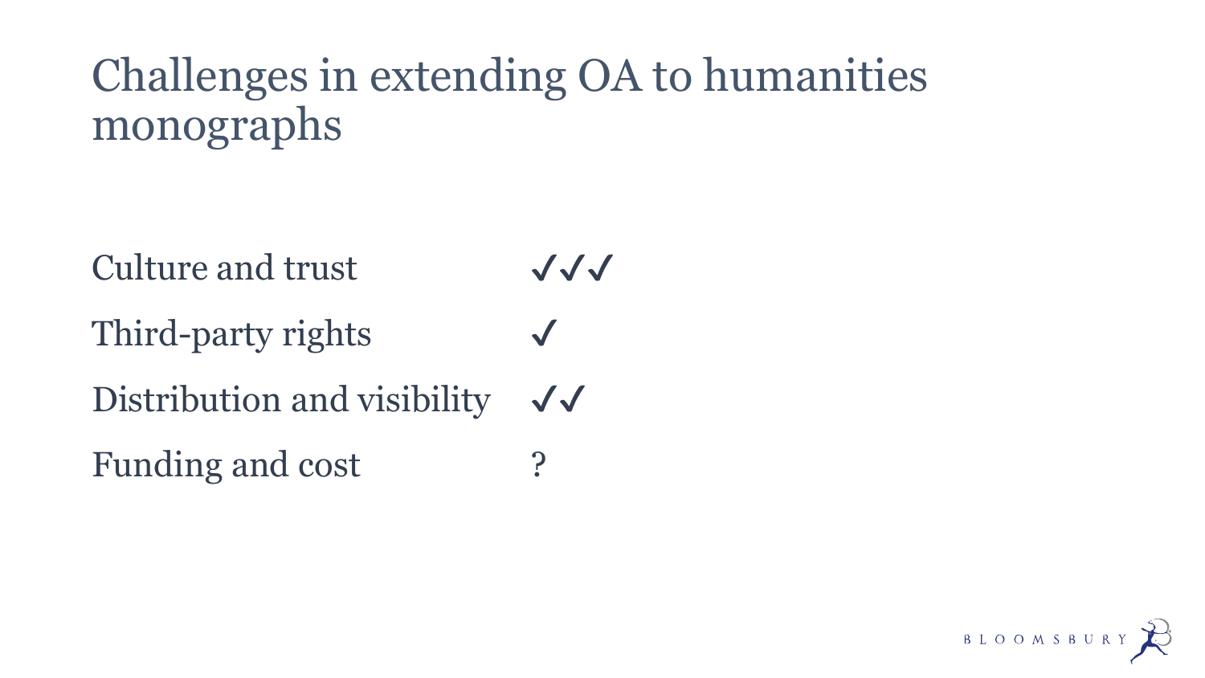# Challenges in extending OA to humanities monographs

| | |
|---|---|
| Culture and trust | ✓✓✓ |
| Third-party rights | ✓ |
| Distribution and visibility | ✓✓ |
| Funding and cost | ? |

BLOOMSBURY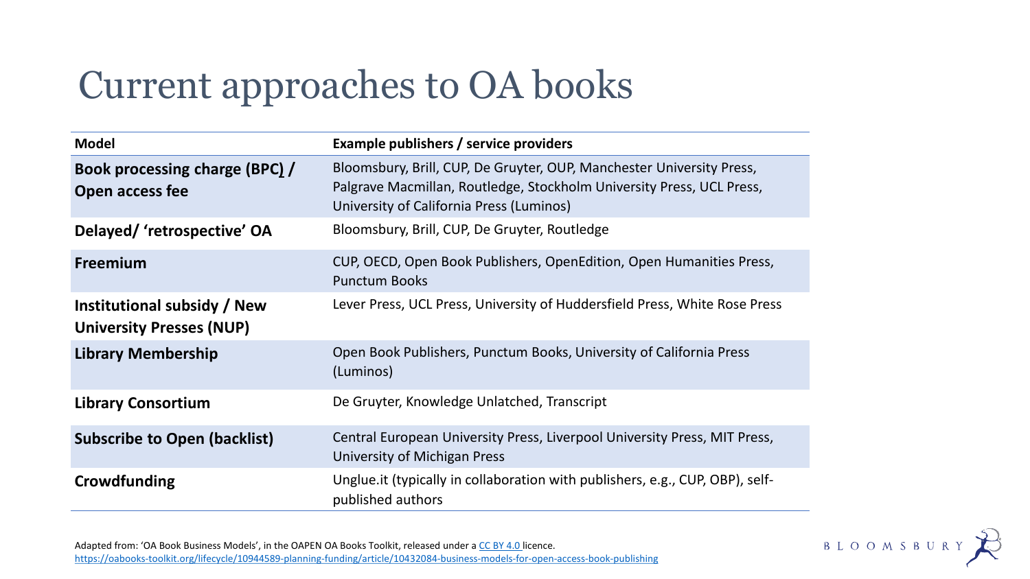# Current approaches to OA books

| Model | Example publishers / service providers |
|---|---|
| **Book processing charge (BPC) / Open access fee** | Bloomsbury, Brill, CUP, De Gruyter, OUP, Manchester University Press, Palgrave Macmillan, Routledge, Stockholm University Press, UCL Press, University of California Press (Luminos) |
| **Delayed/ 'retrospective' OA** | Bloomsbury, Brill, CUP, De Gruyter, Routledge |
| **Freemium** | CUP, OECD, Open Book Publishers, OpenEdition, Open Humanities Press, Punctum Books |
| **Institutional subsidy / New University Presses (NUP)** | Lever Press, UCL Press, University of Huddersfield Press, White Rose Press |
| **Library Membership** | Open Book Publishers, Punctum Books, University of California Press (Luminos) |
| **Library Consortium** | De Gruyter, Knowledge Unlatched, Transcript |
| **Subscribe to Open (backlist)** | Central European University Press, Liverpool University Press, MIT Press, University of Michigan Press |
| **Crowdfunding** | Unglue.it (typically in collaboration with publishers, e.g., CUP, OBP), self-published authors |

Adapted from: 'OA Book Business Models', in the OAPEN OA Books Toolkit, released under a CC BY 4.0 licence.
https://oabooks-toolkit.org/lifecycle/10944589-planning-funding/article/10432084-business-models-for-open-access-book-publishing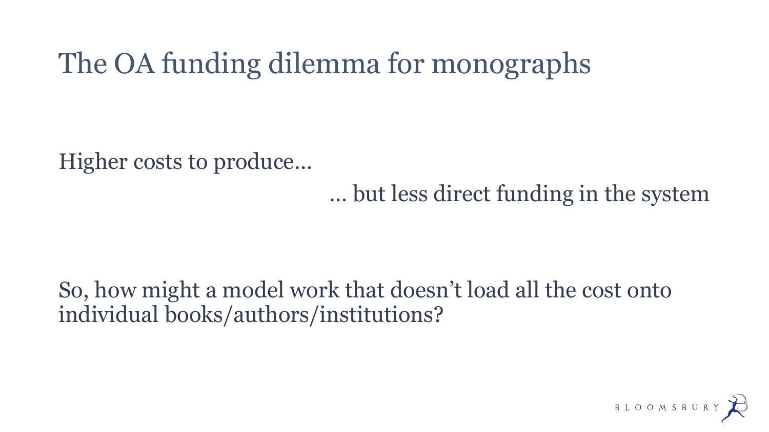# The OA funding dilemma for monographs

Higher costs to produce…

… but less direct funding in the system

So, how might a model work that doesn't load all the cost onto individual books/authors/institutions?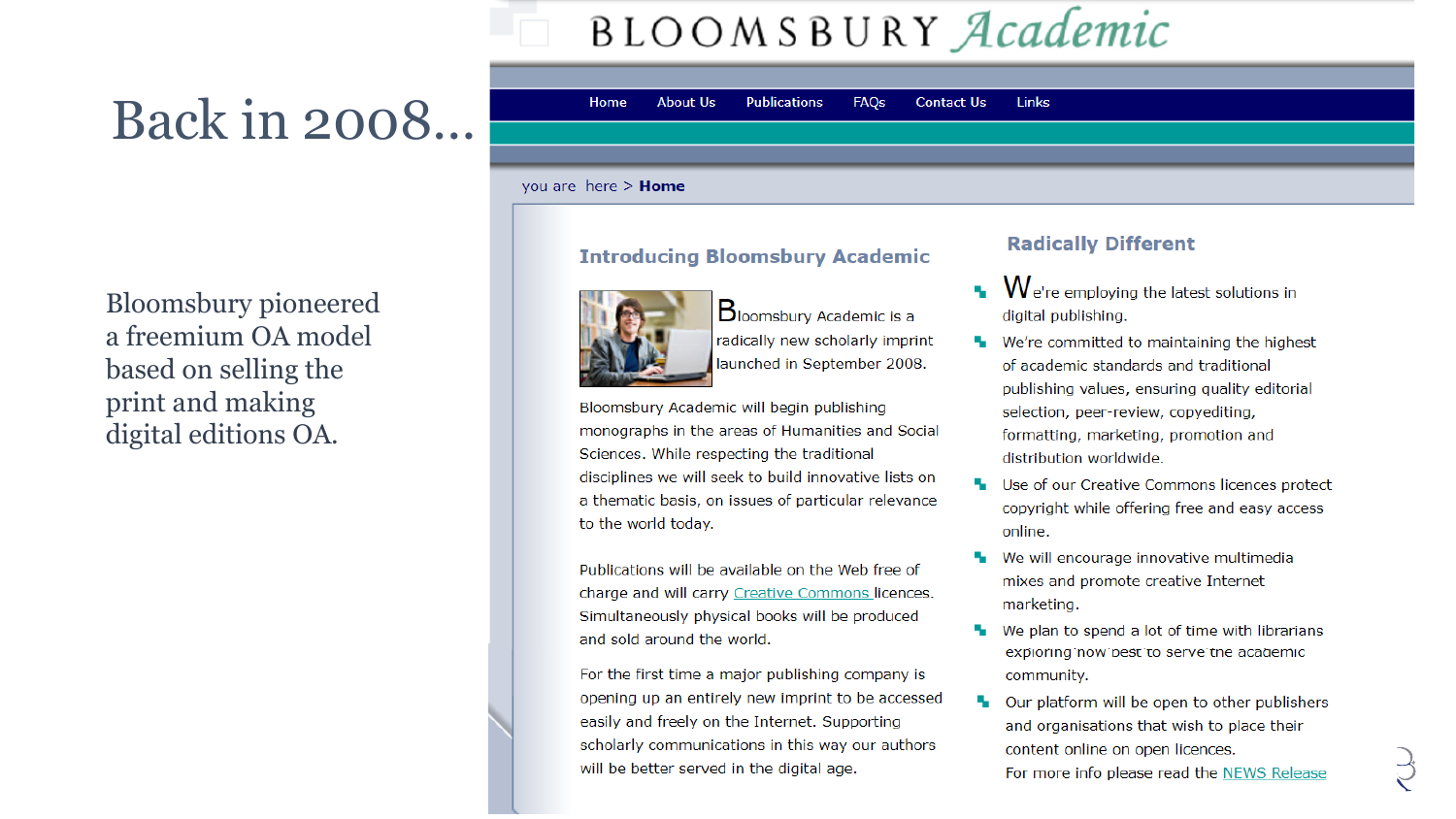# Back in 2008…

Bloomsbury pioneered a freemium OA model based on selling the print and making digital editions OA.

BLOOMSBURY *Academic*

Home | About Us | Publications | FAQs | Contact Us | Links

you are here > **Home**

### Introducing Bloomsbury Academic

Bloomsbury Academic is a radically new scholarly imprint launched in September 2008.

Bloomsbury Academic will begin publishing monographs in the areas of Humanities and Social Sciences. While respecting the traditional disciplines we will seek to build innovative lists on a thematic basis, on issues of particular relevance to the world today.

Publications will be available on the Web free of charge and will carry Creative Commons licences. Simultaneously physical books will be produced and sold around the world.

For the first time a major publishing company is opening up an entirely new imprint to be accessed easily and freely on the Internet. Supporting scholarly communications in this way our authors will be better served in the digital age.

### Radically Different

- We're employing the latest solutions in digital publishing.
- We're committed to maintaining the highest of academic standards and traditional publishing values, ensuring quality editorial selection, peer-review, copyediting, formatting, marketing, promotion and distribution worldwide.
- Use of our Creative Commons licences protect copyright while offering free and easy access online.
- We will encourage innovative multimedia mixes and promote creative Internet marketing.
- We plan to spend a lot of time with librarians exploring how best to serve the academic community.
- Our platform will be open to other publishers and organisations that wish to place their content online on open licences.

For more info please read the NEWS Release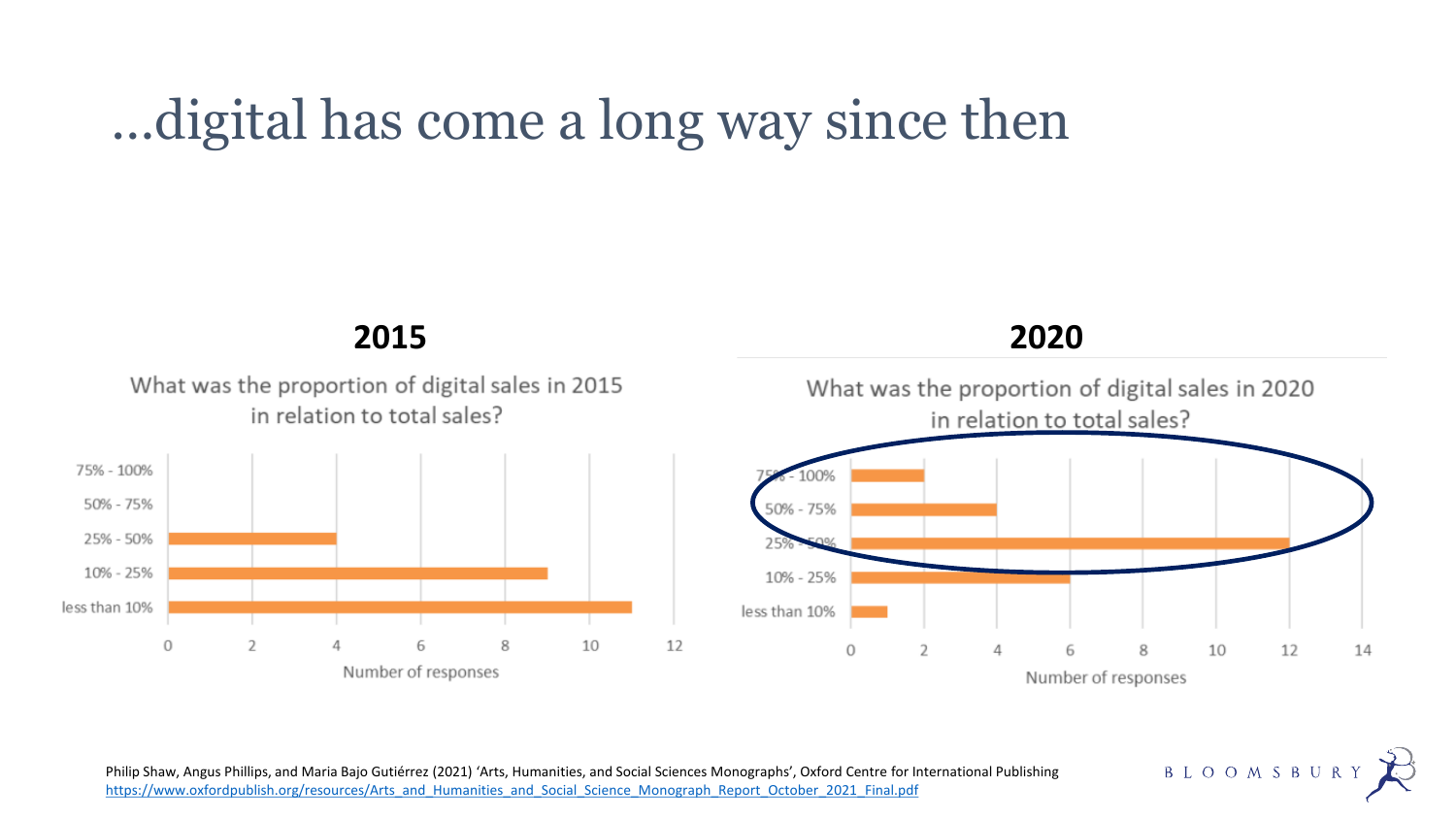# …digital has come a long way since then

## 2015

What was the proportion of digital sales in 2015 in relation to total sales?

| Proportion of digital sales | Number of responses |
| --- | --- |
| 75% - 100% | 0 |
| 50% - 75% | 0 |
| 25% - 50% | 4 |
| 10% - 25% | 9 |
| less than 10% | 11 |

## 2020

What was the proportion of digital sales in 2020 in relation to total sales?

| Proportion of digital sales | Number of responses |
| --- | --- |
| 75% - 100% | 2 |
| 50% - 75% | 4 |
| 25% - 50% | 12 |
| 10% - 25% | 6 |
| less than 10% | 1 |

Philip Shaw, Angus Phillips, and Maria Bajo Gutiérrez (2021) 'Arts, Humanities, and Social Sciences Monographs', Oxford Centre for International Publishing
https://www.oxfordpublish.org/resources/Arts_and_Humanities_and_Social_Science_Monograph_Report_October_2021_Final.pdf

BLOOMSBURY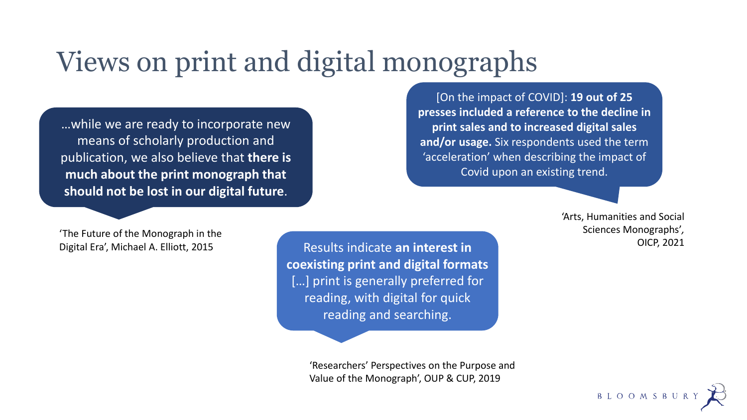# Views on print and digital monographs

> …while we are ready to incorporate new means of scholarly production and publication, we also believe that **there is much about the print monograph that should not be lost in our digital future**.

'The Future of the Monograph in the Digital Era', Michael A. Elliott, 2015

> [On the impact of COVID]: **19 out of 25 presses included a reference to the decline in print sales and to increased digital sales and/or usage.** Six respondents used the term 'acceleration' when describing the impact of Covid upon an existing trend.

'Arts, Humanities and Social Sciences Monographs', OICP, 2021

> Results indicate **an interest in coexisting print and digital formats** […] print is generally preferred for reading, with digital for quick reading and searching.

'Researchers' Perspectives on the Purpose and Value of the Monograph', OUP & CUP, 2019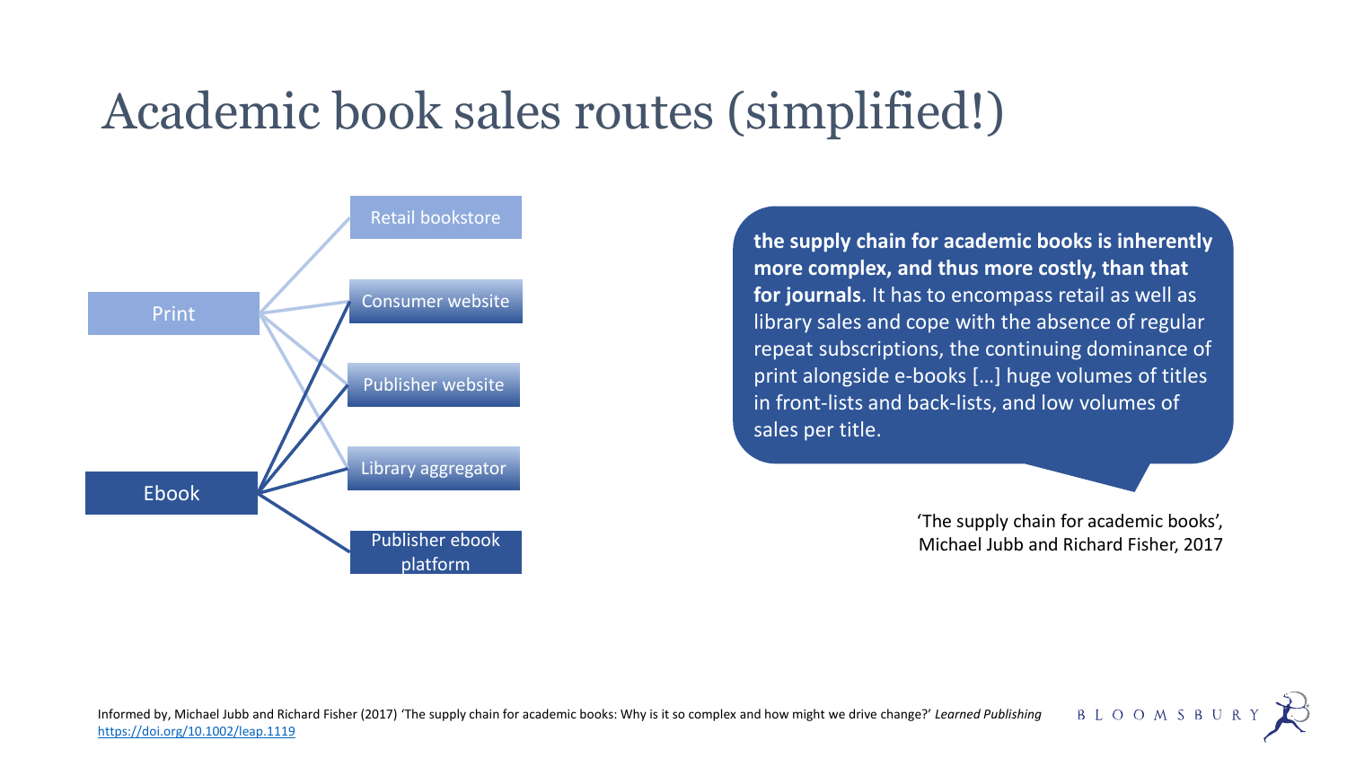# Academic book sales routes (simplified!)

Print
- Retail bookstore
- Consumer website
- Publisher website
- Library aggregator

Ebook
- Consumer website
- Publisher website
- Library aggregator
- Publisher ebook platform

> **the supply chain for academic books is inherently more complex, and thus more costly, than that for journals**. It has to encompass retail as well as library sales and cope with the absence of regular repeat subscriptions, the continuing dominance of print alongside e-books […] huge volumes of titles in front-lists and back-lists, and low volumes of sales per title.

'The supply chain for academic books', Michael Jubb and Richard Fisher, 2017

Informed by, Michael Jubb and Richard Fisher (2017) 'The supply chain for academic books: Why is it so complex and how might we drive change?' *Learned Publishing* https://doi.org/10.1002/leap.1119

BLOOMSBURY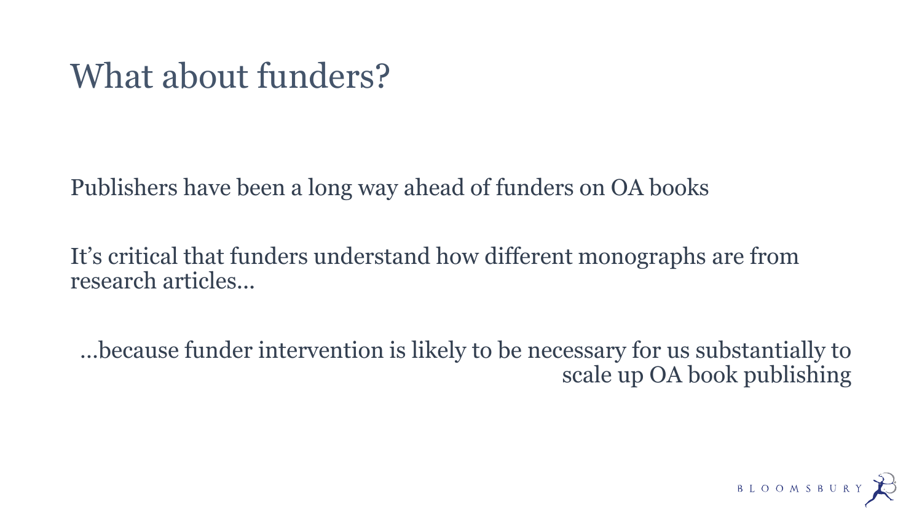# What about funders?

Publishers have been a long way ahead of funders on OA books

It's critical that funders understand how different monographs are from research articles…

…because funder intervention is likely to be necessary for us substantially to scale up OA book publishing

BLOOMSBURY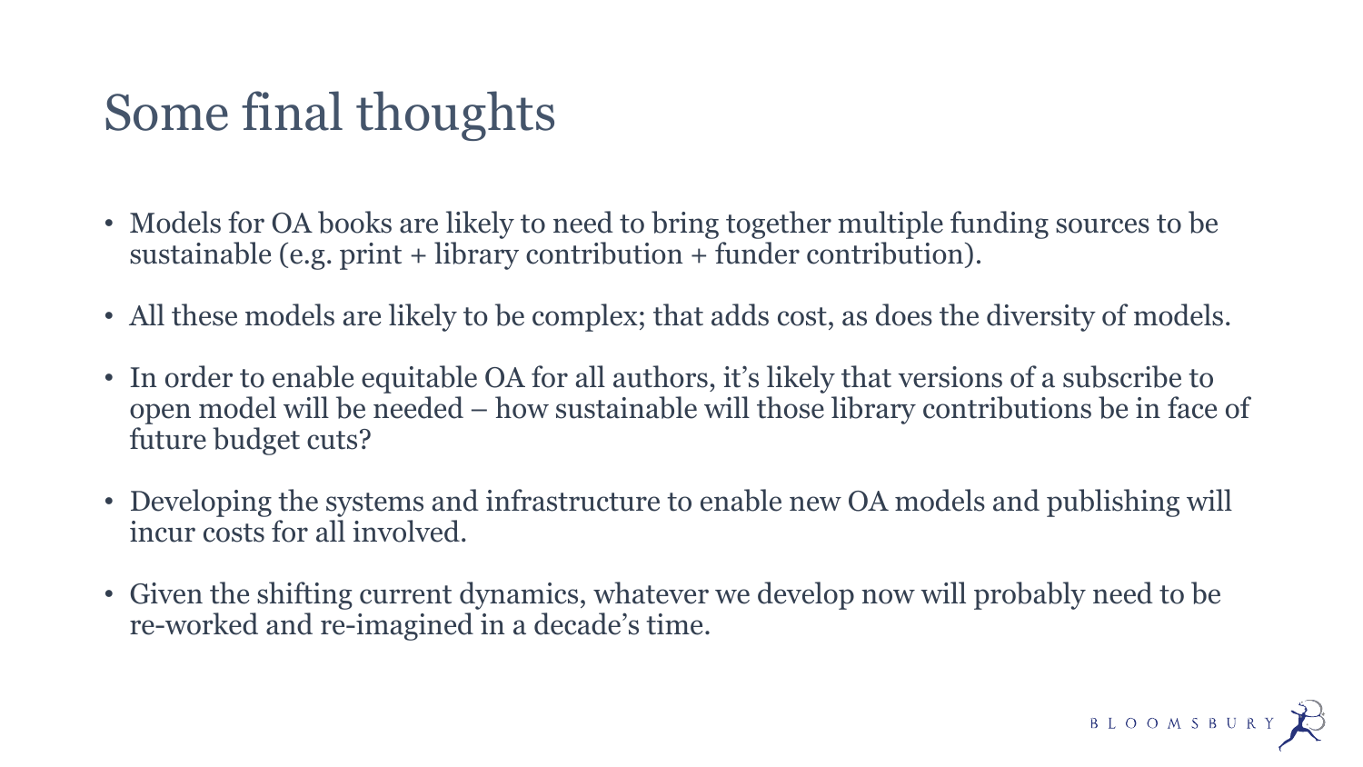# Some final thoughts

- Models for OA books are likely to need to bring together multiple funding sources to be sustainable (e.g. print + library contribution + funder contribution).
- All these models are likely to be complex; that adds cost, as does the diversity of models.
- In order to enable equitable OA for all authors, it's likely that versions of a subscribe to open model will be needed – how sustainable will those library contributions be in face of future budget cuts?
- Developing the systems and infrastructure to enable new OA models and publishing will incur costs for all involved.
- Given the shifting current dynamics, whatever we develop now will probably need to be re-worked and re-imagined in a decade's time.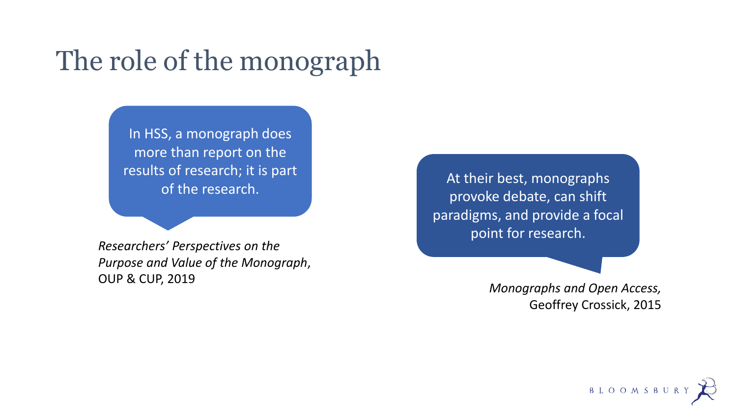# The role of the monograph

In HSS, a monograph does more than report on the results of research; it is part of the research.

*Researchers' Perspectives on the Purpose and Value of the Monograph*, OUP & CUP, 2019

At their best, monographs provoke debate, can shift paradigms, and provide a focal point for research.

*Monographs and Open Access,* Geoffrey Crossick, 2015

BLOOMSBURY